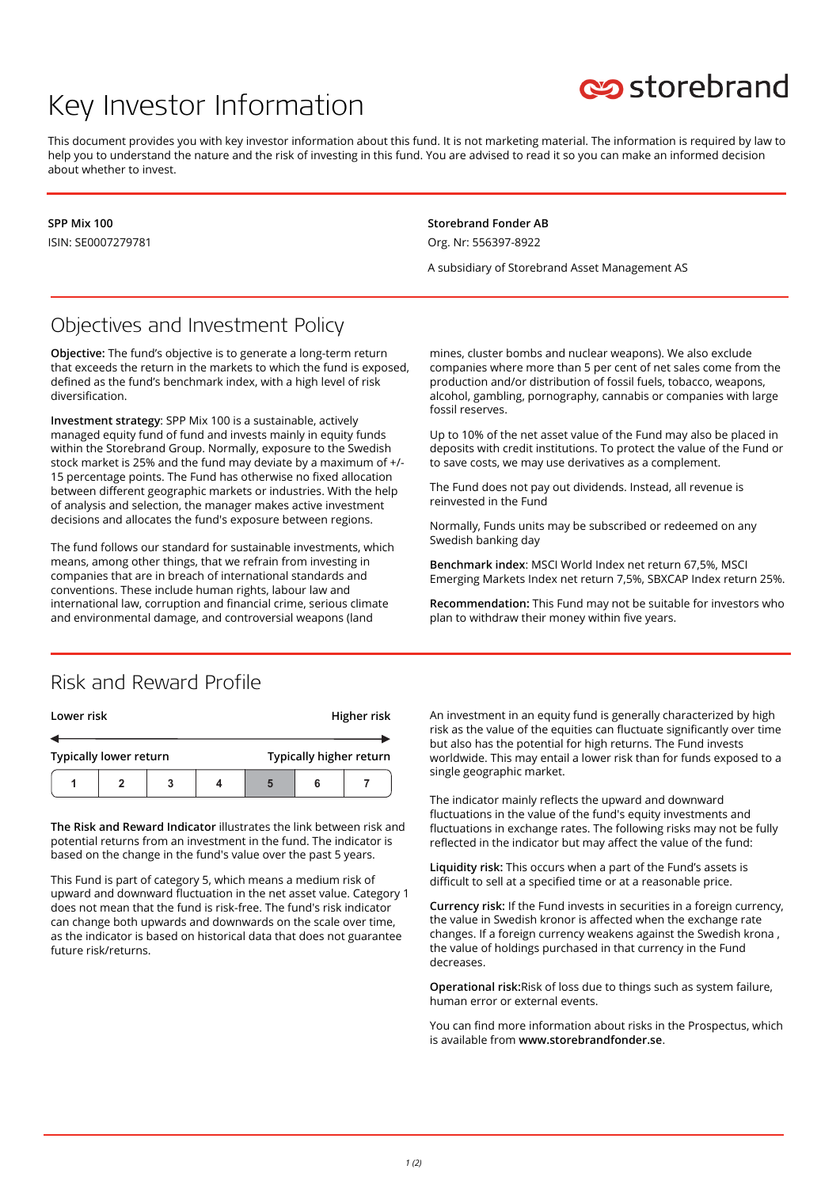# Key Investor Information

storebrand

This document provides you with key investor information about this fund. It is not marketing material. The information is required by law to help you to understand the nature and the risk of investing in this fund. You are advised to read it so you can make an informed decision about whether to invest.

**SPP Mix 100**
ISIN: SE0007279781

**Storebrand Fonder AB**
Org. Nr: 556397-8922

A subsidiary of Storebrand Asset Management AS

## Objectives and Investment Policy

**Objective:** The fund's objective is to generate a long-term return that exceeds the return in the markets to which the fund is exposed, defined as the fund's benchmark index, with a high level of risk diversification.

**Investment strategy**: SPP Mix 100 is a sustainable, actively managed equity fund of fund and invests mainly in equity funds within the Storebrand Group. Normally, exposure to the Swedish stock market is 25% and the fund may deviate by a maximum of +/- 15 percentage points. The Fund has otherwise no fixed allocation between different geographic markets or industries. With the help of analysis and selection, the manager makes active investment decisions and allocates the fund's exposure between regions.

The fund follows our standard for sustainable investments, which means, among other things, that we refrain from investing in companies that are in breach of international standards and conventions. These include human rights, labour law and international law, corruption and financial crime, serious climate and environmental damage, and controversial weapons (land mines, cluster bombs and nuclear weapons). We also exclude companies where more than 5 per cent of net sales come from the production and/or distribution of fossil fuels, tobacco, weapons, alcohol, gambling, pornography, cannabis or companies with large fossil reserves.

Up to 10% of the net asset value of the Fund may also be placed in deposits with credit institutions. To protect the value of the Fund or to save costs, we may use derivatives as a complement.

The Fund does not pay out dividends. Instead, all revenue is reinvested in the Fund

Normally, Funds units may be subscribed or redeemed on any Swedish banking day

**Benchmark index**: MSCI World Index net return 67,5%, MSCI Emerging Markets Index net return 7,5%, SBXCAP Index return 25%.

**Recommendation:** This Fund may not be suitable for investors who plan to withdraw their money within five years.

## Risk and Reward Profile

| Lower risk | | | | | | Higher risk |
|---|---|---|---|---|---|---|
| Typically lower return | | | | | | Typically higher return |
| 1 | 2 | 3 | 4 | **5** | 6 | 7 |

**The Risk and Reward Indicator** illustrates the link between risk and potential returns from an investment in the fund. The indicator is based on the change in the fund's value over the past 5 years.

This Fund is part of category 5, which means a medium risk of upward and downward fluctuation in the net asset value. Category 1 does not mean that the fund is risk-free. The fund's risk indicator can change both upwards and downwards on the scale over time, as the indicator is based on historical data that does not guarantee future risk/returns.

An investment in an equity fund is generally characterized by high risk as the value of the equities can fluctuate significantly over time but also has the potential for high returns. The Fund invests worldwide. This may entail a lower risk than for funds exposed to a single geographic market.

The indicator mainly reflects the upward and downward fluctuations in the value of the fund's equity investments and fluctuations in exchange rates. The following risks may not be fully reflected in the indicator but may affect the value of the fund:

**Liquidity risk:** This occurs when a part of the Fund's assets is difficult to sell at a specified time or at a reasonable price.

**Currency risk:** If the Fund invests in securities in a foreign currency, the value in Swedish kronor is affected when the exchange rate changes. If a foreign currency weakens against the Swedish krona , the value of holdings purchased in that currency in the Fund decreases.

**Operational risk:**Risk of loss due to things such as system failure, human error or external events.

You can find more information about risks in the Prospectus, which is available from **www.storebrandfonder.se**.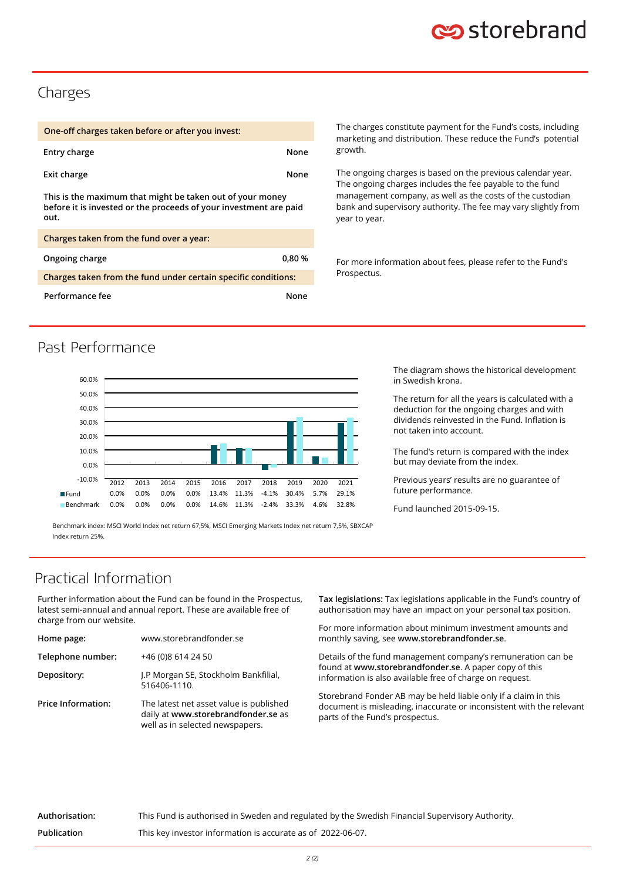## Charges

| One-off charges taken before or after you invest: | |
|---|---|
| Entry charge | None |
| Exit charge | None |
| This is the maximum that might be taken out of your money before it is invested or the proceeds of your investment are paid out. | |
| **Charges taken from the fund over a year:** | |
| Ongoing charge | 0,80 % |
| **Charges taken from the fund under certain specific conditions:** | |
| Performance fee | None |

The charges constitute payment for the Fund's costs, including marketing and distribution. These reduce the Fund's potential growth.

The ongoing charges is based on the previous calendar year. The ongoing charges includes the fee payable to the fund management company, as well as the costs of the custodian bank and supervisory authority. The fee may vary slightly from year to year.

For more information about fees, please refer to the Fund's Prospectus.

## Past Performance

60.0%
50.0%
40.0%
30.0%
20.0%
10.0%
0.0%
-10.0%

2012 2013 2014 2015 2016 2017 2018 2019 2020 2021

Fund 0.0% 0.0% 0.0% 0.0% 13.4% 11.3% -4.1% 30.4% 5.7% 29.1%

Benchmark 0.0% 0.0% 0.0% 0.0% 14.6% 11.3% -2.4% 33.3% 4.6% 32.8%

Benchmark index: MSCI World Index net return 67,5%, MSCI Emerging Markets Index net return 7,5%, SBXCAP Index return 25%.

The diagram shows the historical development in Swedish krona.

The return for all the years is calculated with a deduction for the ongoing charges and with dividends reinvested in the Fund. Inflation is not taken into account.

The fund's return is compared with the index but may deviate from the index.

Previous years' results are no guarantee of future performance.

Fund launched 2015-09-15.

## Practical Information

Further information about the Fund can be found in the Prospectus, latest semi-annual and annual report. These are available free of charge from our website.

| | |
|---|---|
| **Home page:** | www.storebrandfonder.se |
| **Telephone number:** | +46 (0)8 614 24 50 |
| **Depository:** | J.P Morgan SE, Stockholm Bankfilial, 516406-1110. |
| **Price Information:** | The latest net asset value is published daily at **www.storebrandfonder.se** as well as in selected newspapers. |

**Tax legislations:** Tax legislations applicable in the Fund's country of authorisation may have an impact on your personal tax position.

For more information about minimum investment amounts and monthly saving, see **www.storebrandfonder.se**.

Details of the fund management company's remuneration can be found at **www.storebrandfonder.se**. A paper copy of this information is also available free of charge on request.

Storebrand Fonder AB may be held liable only if a claim in this document is misleading, inaccurate or inconsistent with the relevant parts of the Fund's prospectus.

| | |
|---|---|
| **Authorisation:** | This Fund is authorised in Sweden and regulated by the Swedish Financial Supervisory Authority. |
| **Publication** | This key investor information is accurate as of 2022-06-07. |